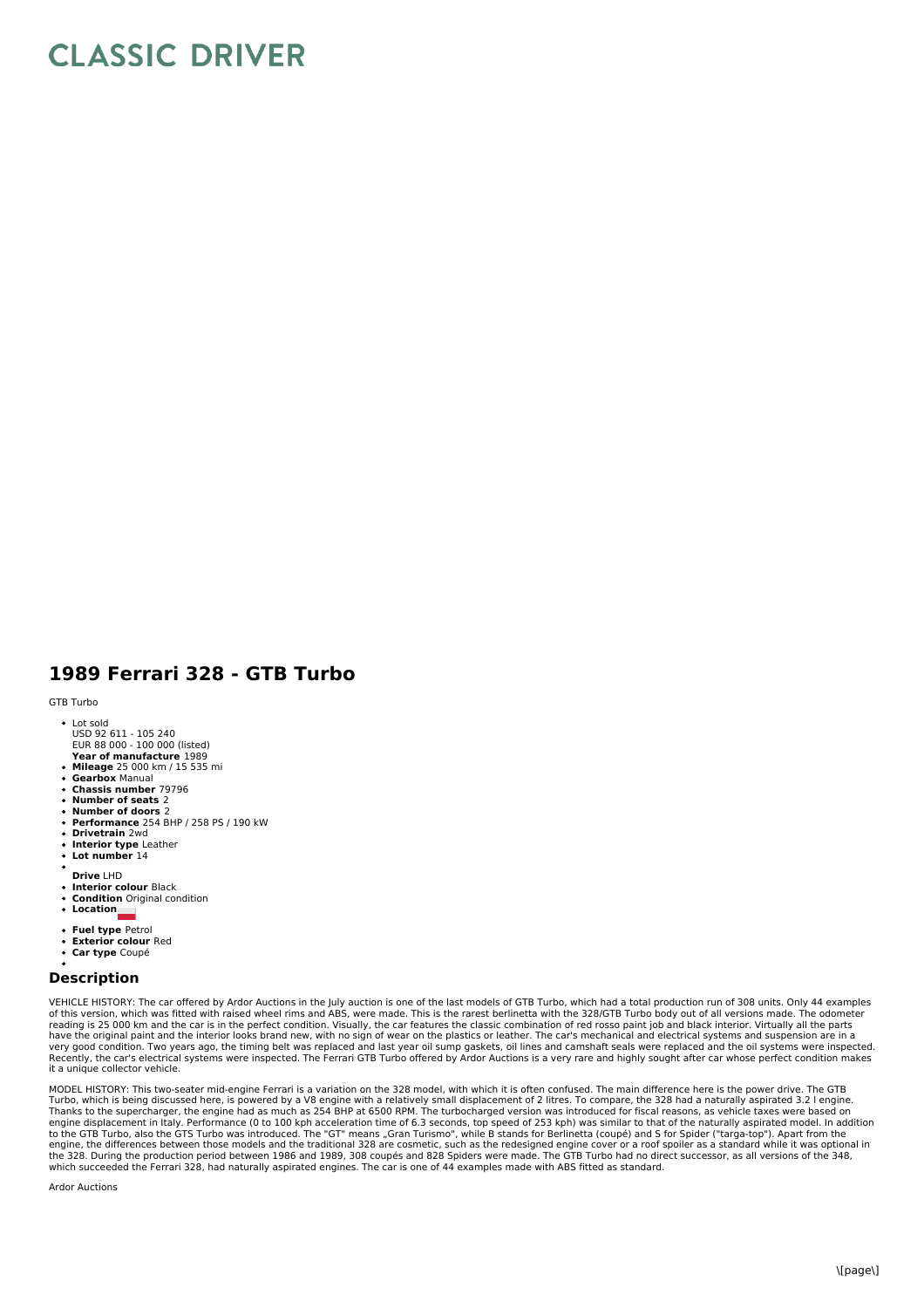# CLASSIC DRIVER

## 1989 Ferrari 328 - GTB Turbo

GTB Turbo

- Lot sold
  USD 92 611 - 105 240
  EUR 88 000 - 100 000 (listed)
  **Year of manufacture** 1989
- **Mileage** 25 000 km / 15 535 mi
- **Gearbox** Manual
- **Chassis number** 79796
- **Number of seats** 2
- **Number of doors** 2
- **Performance** 254 BHP / 258 PS / 190 kW
- **Drivetrain** 2wd
- **Interior type** Leather
- **Lot number** 14
- **Drive** LHD
- **Interior colour** Black
- **Condition** Original condition
- **Location**
- **Fuel type** Petrol
- **Exterior colour** Red
- **Car type** Coupé

### Description

VEHICLE HISTORY: The car offered by Ardor Auctions in the July auction is one of the last models of GTB Turbo, which had a total production run of 308 units. Only 44 examples of this version, which was fitted with raised wheel rims and ABS, were made. This is the rarest berlinetta with the 328/GTB Turbo body out of all versions made. The odometer reading is 25 000 km and the car is in the perfect condition. Visually, the car features the classic combination of red rosso paint job and black interior. Virtually all the parts have the original paint and the interior looks brand new, with no sign of wear on the plastics or leather. The car's mechanical and electrical systems and suspension are in a very good condition. Two years ago, the timing belt was replaced and last year oil sump gaskets, oil lines and camshaft seals were replaced and the oil systems were inspected. Recently, the car's electrical systems were inspected. The Ferrari GTB Turbo offered by Ardor Auctions is a very rare and highly sought after car whose perfect condition makes it a unique collector vehicle.

MODEL HISTORY: This two-seater mid-engine Ferrari is a variation on the 328 model, with which it is often confused. The main difference here is the power drive. The GTB Turbo, which is being discussed here, is powered by a V8 engine with a relatively small displacement of 2 litres. To compare, the 328 had a naturally aspirated 3.2 l engine. Thanks to the supercharger, the engine had as much as 254 BHP at 6500 RPM. The turbocharged version was introduced for fiscal reasons, as vehicle taxes were based on engine displacement in Italy. Performance (0 to 100 kph acceleration time of 6.3 seconds, top speed of 253 kph) was similar to that of the naturally aspirated model. In addition to the GTB Turbo, also the GTS Turbo was introduced. The "GT" means „Gran Turismo", while B stands for Berlinetta (coupé) and S for Spider ("targa-top"). Apart from the engine, the differences between those models and the traditional 328 are cosmetic, such as the redesigned engine cover or a roof spoiler as a standard while it was optional in the 328. During the production period between 1986 and 1989, 308 coupés and 828 Spiders were made. The GTB Turbo had no direct successor, as all versions of the 348, which succeeded the Ferrari 328, had naturally aspirated engines. The car is one of 44 examples made with ABS fitted as standard.

Ardor Auctions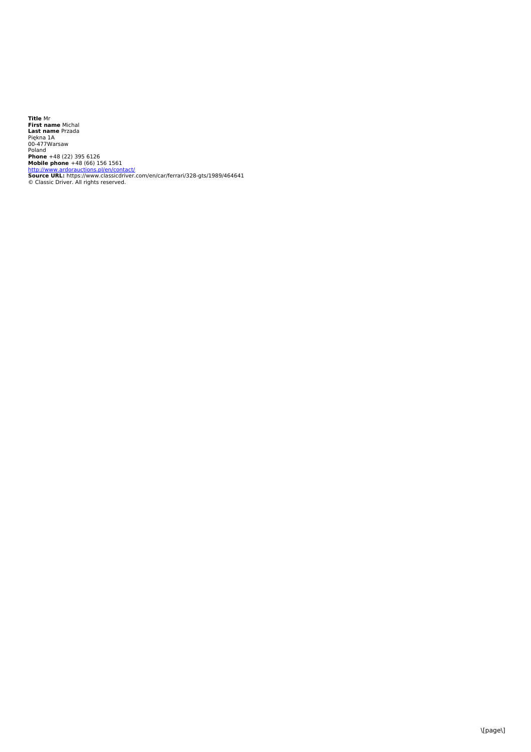**Title** Mr
**First name** Michal
**Last name** Przada
Piękna 1A
00-477Warsaw
Poland
**Phone** +48 (22) 395 6126
**Mobile phone** +48 (66) 156 1561
http://www.ardorauctions.pl/en/contact/
**Source URL:** https://www.classicdriver.com/en/car/ferrari/328-gts/1989/464641
© Classic Driver. All rights reserved.